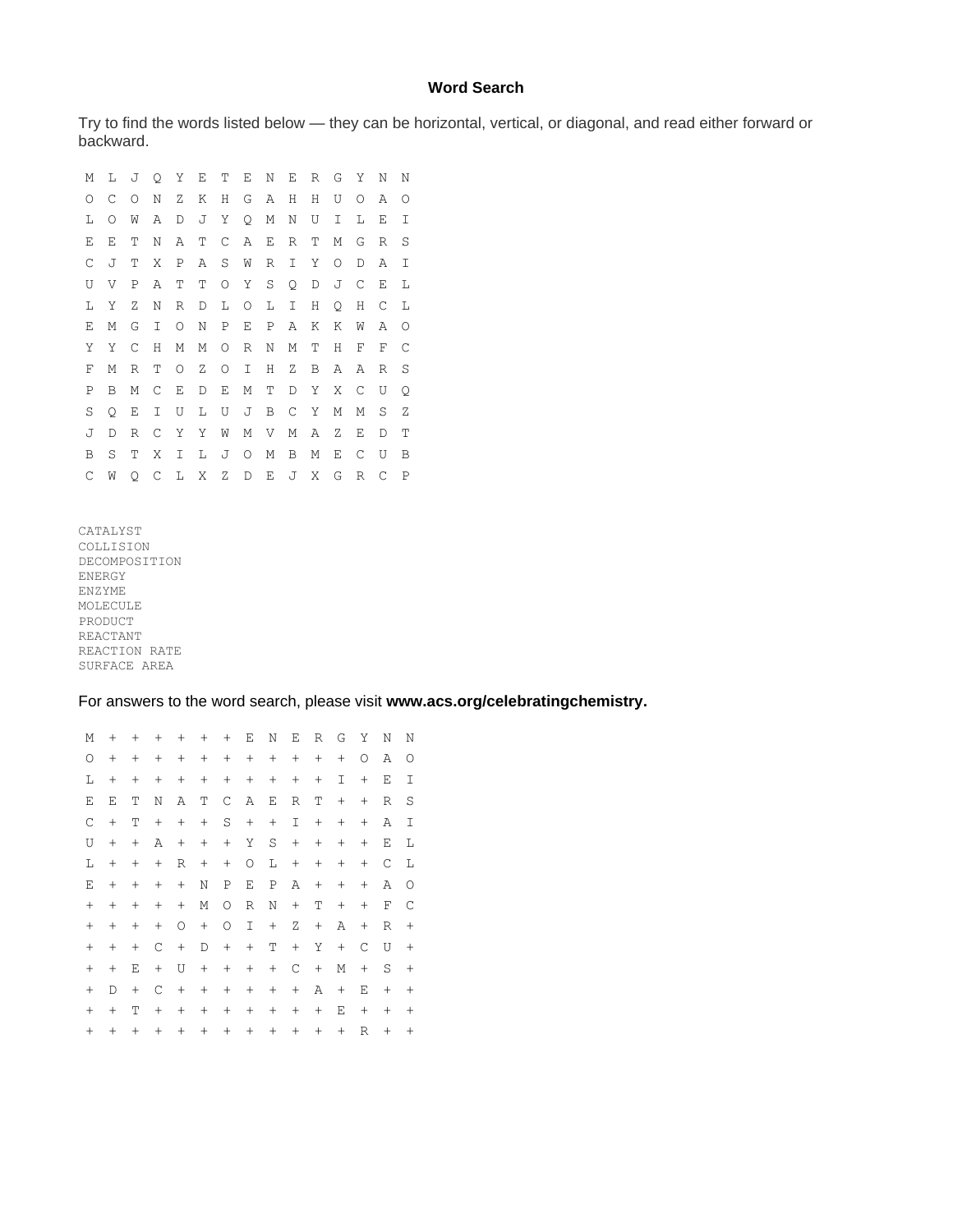**Word Search**

Try to find the words listed below — they can be horizontal, vertical, or diagonal, and read either forward or backward.

```
M L J Q Y E T E N E R G Y N N
O C O N Z K H G A H H U O A O
L O W A D J Y Q M N U I L E I
E E T N A T C A E R T M G R S
C J T X P A S W R I Y O D A I
U V P A T T O Y S Q D J C E L
L Y Z N R D L O L I H Q H C L
E M G I O N P E P A K K W A O
Y Y C H M M O R N M T H F F C
F M R T O Z O I H Z B A A R S
P B M C E D E M T D Y X C U Q
S Q E I U L U J B C Y M M S Z
J D R C Y Y W M V M A Z E D T
B S T X I L J O M B M E C U B
C W Q C L X Z D E J X G R C P
```

```
CATALYST
COLLISION
DECOMPOSITION
ENERGY
ENZYME
MOLECULE
PRODUCT
REACTANT
REACTION RATE
SURFACE AREA
```

For answers to the word search, please visit **www.acs.org/celebratingchemistry.**

```
M + + + + + + E N E R G Y N N
O + + + + + + + + + + + O A O
L + + + + + + + + + + I + E I
E E T N A T C A E R T + + R S
C + T + + + S + + I + + + A I
U + + A + + + Y S + + + + E L
L + + + R + + O L + + + + C L
E + + + + N P E P A + + + A O
+ + + + + M O R N + T + + F C
+ + + + O + O I + Z + A + R +
+ + + C + D + + T + Y + C U +
+ + E + U + + + + C + M + S +
+ D + C + + + + + + A + E + +
+ + T + + + + + + + + E + + +
+ + + + + + + + + + + + R + +
```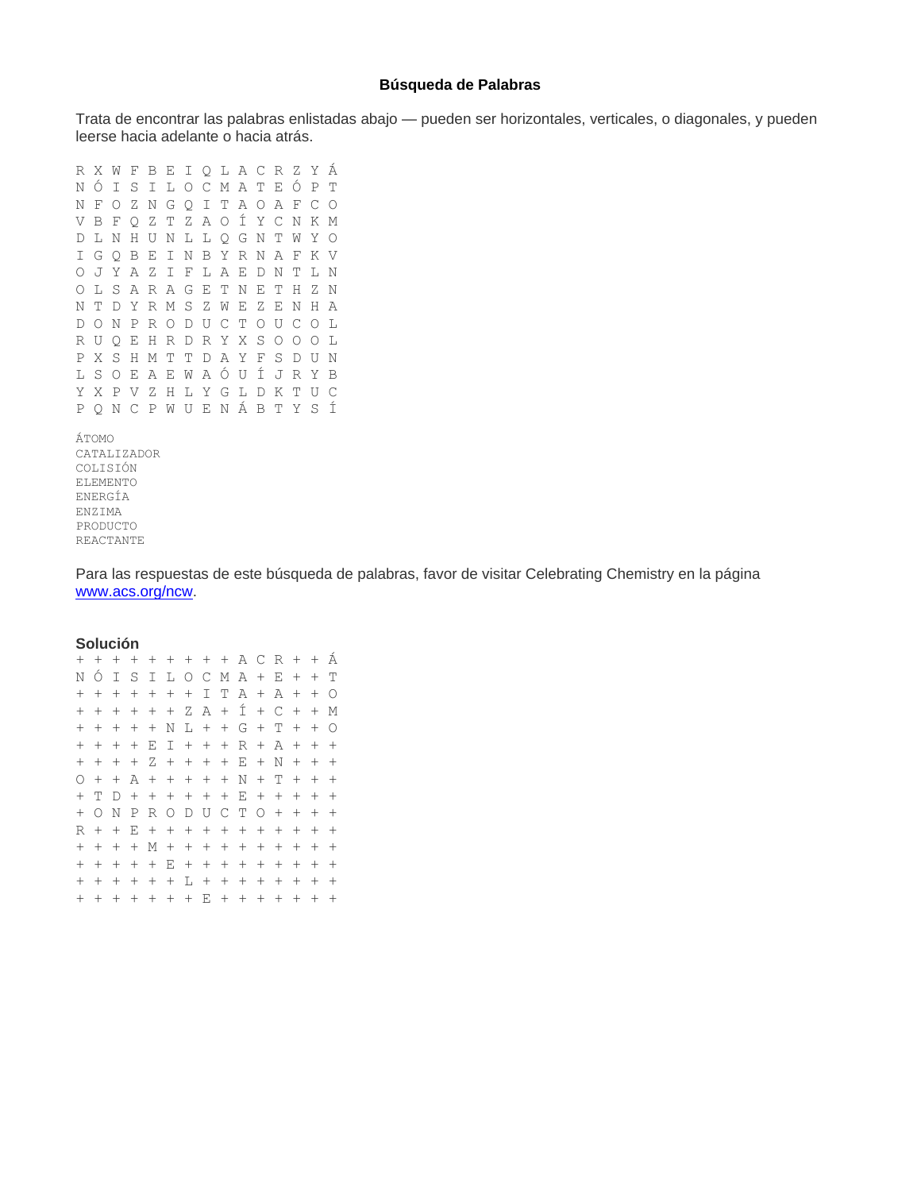**Búsqueda de Palabras**

Trata de encontrar las palabras enlistadas abajo — pueden ser horizontales, verticales, o diagonales, y pueden leerse hacia adelante o hacia atrás.

```
R X W F B E I Q L A C R Z Y Á
N Ó I S I L O C M A T E Ó P T
N F O Z N G Q I T A O A F C O
V B F Q Z T Z A O Í Y C N K M
D L N H U N L L Q G N T W Y O
I G Q B E I N B Y R N A F K V
O J Y A Z I F L A E D N T L N
O L S A R A G E T N E T H Z N
N T D Y R M S Z W E Z E N H A
D O N P R O D U C T O U C O L
R U Q E H R D R Y X S O O O L
P X S H M T T D A Y F S D U N
L S O E A E W A Ó U Í J R Y B
Y X P V Z H L Y G L D K T U C
P Q N C P W U E N Á B T Y S Í
```

ÁTOMO
CATALIZADOR
COLISIÓN
ELEMENTO
ENERGÍA
ENZIMA
PRODUCTO
REACTANTE

Para las respuestas de este búsqueda de palabras, favor de visitar Celebrating Chemistry en la página www.acs.org/ncw.

**Solución**

```
+ + + + + + + + + A C R + + Á
N Ó I S I L O C M A + E + + T
+ + + + + + + I T A + A + + O
+ + + + + + Z A + Í + C + + M
+ + + + + N L + + G + T + + O
+ + + + E I + + + R + A + + +
+ + + + Z + + + + E + N + + +
O + + A + + + + + N + T + + +
+ T D + + + + + + E + + + + +
+ O N P R O D U C T O + + + +
R + + E + + + + + + + + + + +
+ + + + M + + + + + + + + + +
+ + + + + E + + + + + + + + +
+ + + + + + L + + + + + + + +
+ + + + + + + E + + + + + + +
```